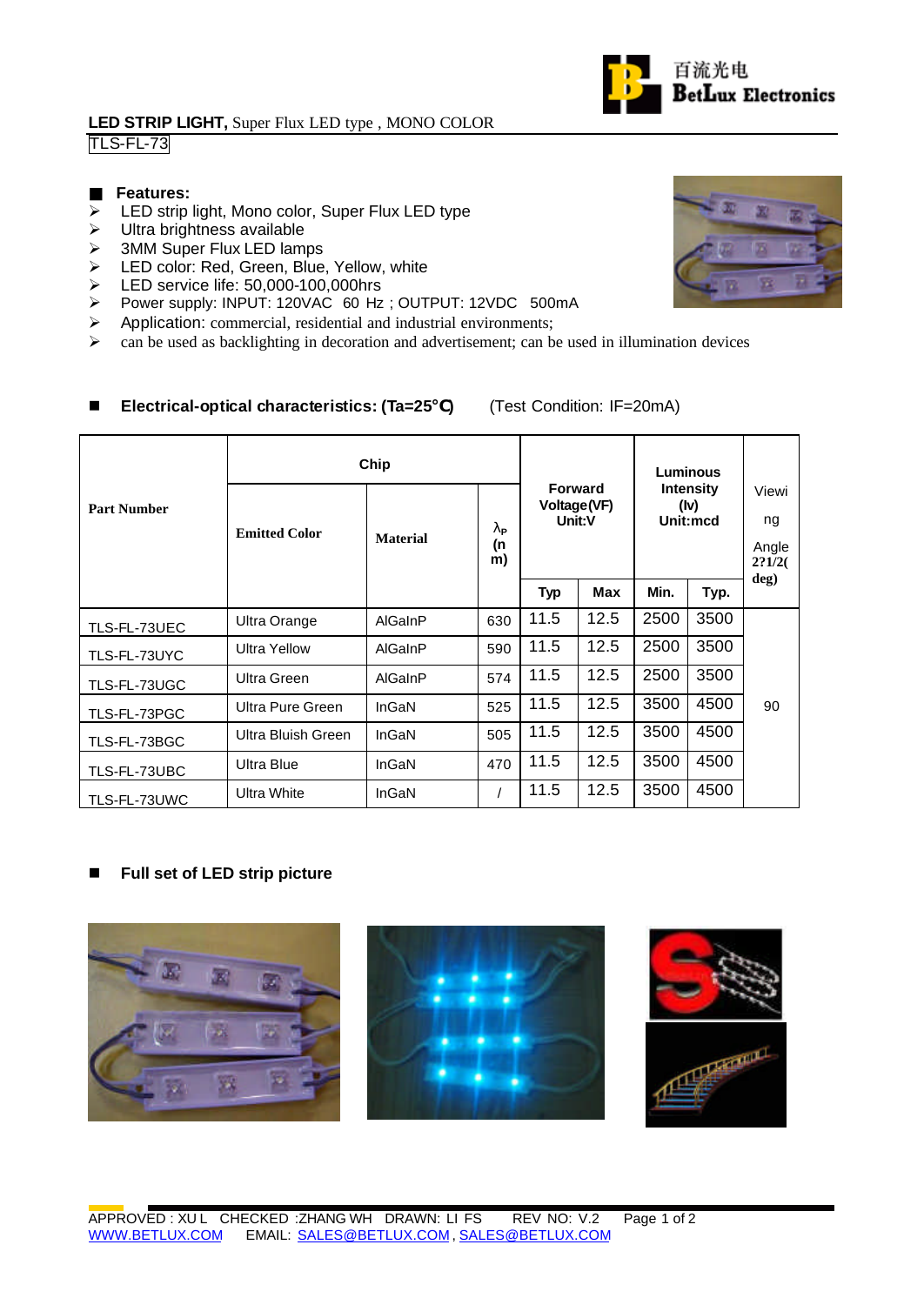百流光电
BetLux Electronics

**LED STRIP LIGHT,** Super Flux LED type , MONO COLOR

TLS-FL-73

## ■ Features:

- LED strip light, Mono color, Super Flux LED type
- Ultra brightness available
- 3MM Super Flux LED lamps
- LED color: Red, Green, Blue, Yellow, white
- LED service life: 50,000-100,000hrs
- Power supply: INPUT: 120VAC 60 Hz ; OUTPUT: 12VDC 500mA
- Application: commercial, residential and industrial environments;
- can be used as backlighting in decoration and advertisement; can be used in illumination devices

## ■ Electrical-optical characteristics: (Ta=25°C) (Test Condition: IF=20mA)

| Part Number | Chip | | | Forward Voltage(VF) Unit:V | | Luminous Intensity (Iv) Unit:mcd | | Viewing Angle 2?1/2( deg) |
|---|---|---|---|---|---|---|---|---|
| | Emitted Color | Material | $\lambda_P$ (nm) | Typ | Max | Min. | Typ. | |
| TLS-FL-73UEC | Ultra Orange | AlGaInP | 630 | 11.5 | 12.5 | 2500 | 3500 | 90 |
| TLS-FL-73UYC | Ultra Yellow | AlGaInP | 590 | 11.5 | 12.5 | 2500 | 3500 | |
| TLS-FL-73UGC | Ultra Green | AlGaInP | 574 | 11.5 | 12.5 | 2500 | 3500 | |
| TLS-FL-73PGC | Ultra Pure Green | InGaN | 525 | 11.5 | 12.5 | 3500 | 4500 | |
| TLS-FL-73BGC | Ultra Bluish Green | InGaN | 505 | 11.5 | 12.5 | 3500 | 4500 | |
| TLS-FL-73UBC | Ultra Blue | InGaN | 470 | 11.5 | 12.5 | 3500 | 4500 | |
| TLS-FL-73UWC | Ultra White | InGaN | / | 11.5 | 12.5 | 3500 | 4500 | |

## ■ Full set of LED strip picture

APPROVED : XU L CHECKED :ZHANG WH DRAWN: LI FS REV NO: V.2

WWW.BETLUX.COM EMAIL: SALES@BETLUX.COM , SALES@BETLUX.COM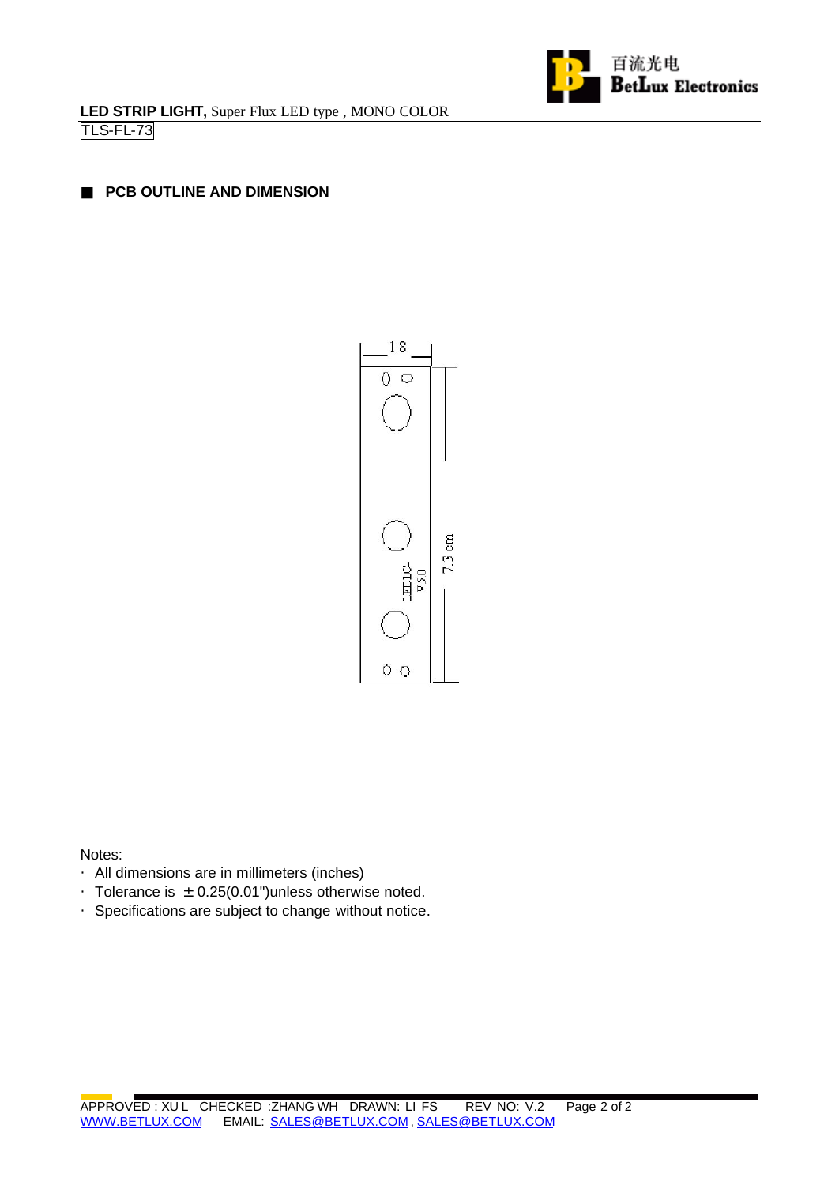**LED STRIP LIGHT,** Super Flux LED type , MONO COLOR

TLS-FL-73

## ■ PCB OUTLINE AND DIMENSION

1.8

7.3 cm

LEDLC V5.0

Notes:

- All dimensions are in millimeters (inches)
- Tolerance is ±0.25(0.01")unless otherwise noted.
- Specifications are subject to change without notice.

APPROVED : XU L CHECKED :ZHANG WH DRAWN: LI FS REV NO: V.2

WWW.BETLUX.COM EMAIL: SALES@BETLUX.COM , SALES@BETLUX.COM